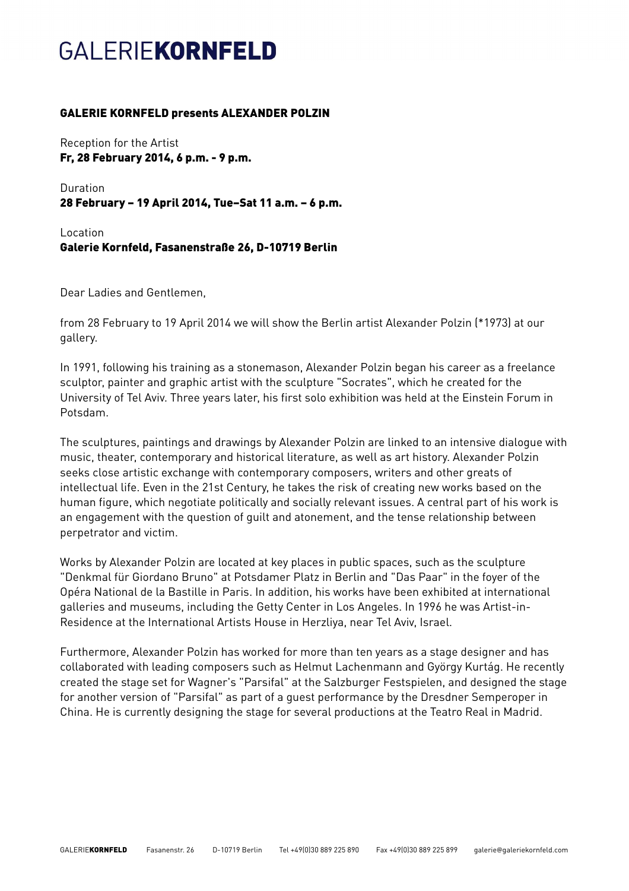# GALERIE**KORNFELD**

**GALERIE KORNFELD presents ALEXANDER POLZIN**

Reception for the Artist
**Fr, 28 February 2014, 6 p.m. - 9 p.m.**

Duration
**28 February – 19 April 2014, Tue–Sat 11 a.m. – 6 p.m.**

Location
**Galerie Kornfeld, Fasanenstraße 26, D-10719 Berlin**

Dear Ladies and Gentlemen,

from 28 February to 19 April 2014 we will show the Berlin artist Alexander Polzin (*1973) at our gallery.

In 1991, following his training as a stonemason, Alexander Polzin began his career as a freelance sculptor, painter and graphic artist with the sculpture "Socrates", which he created for the University of Tel Aviv. Three years later, his first solo exhibition was held at the Einstein Forum in Potsdam.

The sculptures, paintings and drawings by Alexander Polzin are linked to an intensive dialogue with music, theater, contemporary and historical literature, as well as art history. Alexander Polzin seeks close artistic exchange with contemporary composers, writers and other greats of intellectual life. Even in the 21st Century, he takes the risk of creating new works based on the human figure, which negotiate politically and socially relevant issues. A central part of his work is an engagement with the question of guilt and atonement, and the tense relationship between perpetrator and victim.

Works by Alexander Polzin are located at key places in public spaces, such as the sculpture "Denkmal für Giordano Bruno" at Potsdamer Platz in Berlin and "Das Paar" in the foyer of the Opéra National de la Bastille in Paris. In addition, his works have been exhibited at international galleries and museums, including the Getty Center in Los Angeles. In 1996 he was Artist-in-Residence at the International Artists House in Herzliya, near Tel Aviv, Israel.

Furthermore, Alexander Polzin has worked for more than ten years as a stage designer and has collaborated with leading composers such as Helmut Lachenmann and György Kurtág. He recently created the stage set for Wagner's "Parsifal" at the Salzburger Festspielen, and designed the stage for another version of "Parsifal" as part of a guest performance by the Dresdner Semperoper in China. He is currently designing the stage for several productions at the Teatro Real in Madrid.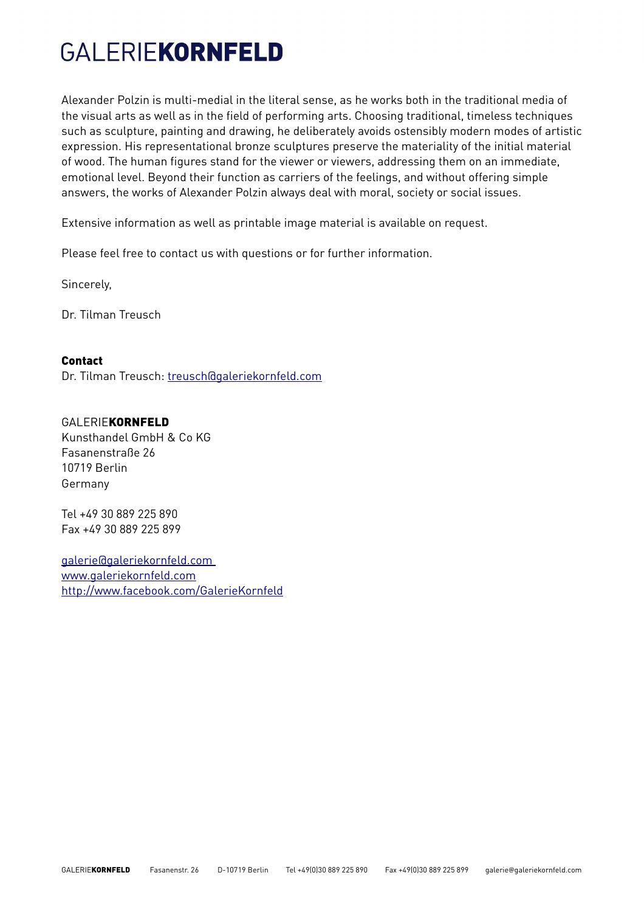# GALERIE**KORNFELD**

Alexander Polzin is multi-medial in the literal sense, as he works both in the traditional media of the visual arts as well as in the field of performing arts. Choosing traditional, timeless techniques such as sculpture, painting and drawing, he deliberately avoids ostensibly modern modes of artistic expression. His representational bronze sculptures preserve the materiality of the initial material of wood. The human figures stand for the viewer or viewers, addressing them on an immediate, emotional level. Beyond their function as carriers of the feelings, and without offering simple answers, the works of Alexander Polzin always deal with moral, society or social issues.

Extensive information as well as printable image material is available on request.

Please feel free to contact us with questions or for further information.

Sincerely,

Dr. Tilman Treusch

**Contact**
Dr. Tilman Treusch: treusch@galeriekornfeld.com

GALERIE**KORNFELD**
Kunsthandel GmbH & Co KG
Fasanenstraße 26
10719 Berlin
Germany

Tel +49 30 889 225 890
Fax +49 30 889 225 899

galerie@galeriekornfeld.com
www.galeriekornfeld.com
http://www.facebook.com/GalerieKornfeld